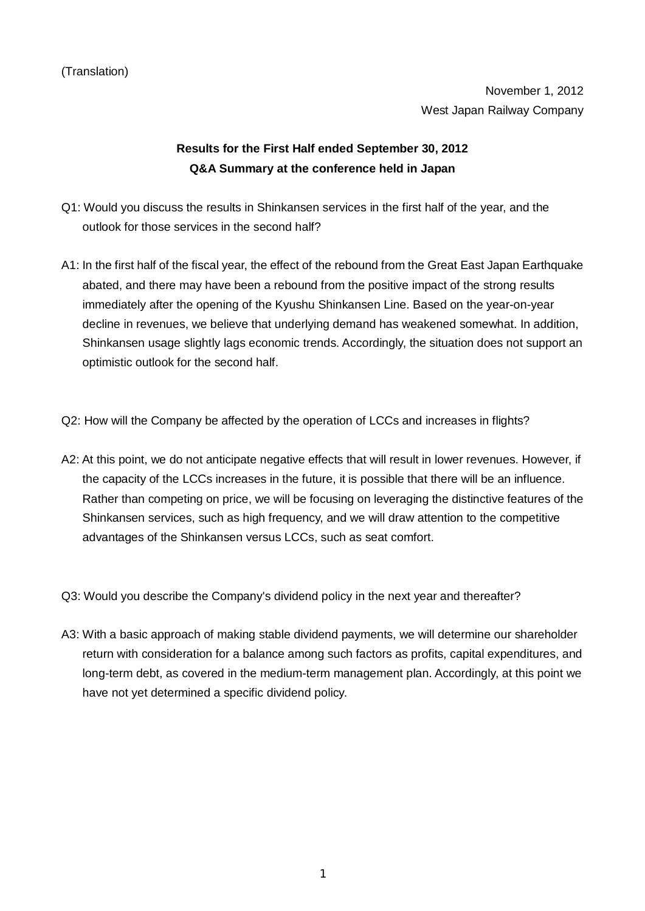(Translation)

November 1, 2012
West Japan Railway Company

**Results for the First Half ended September 30, 2012**
**Q&A Summary at the conference held in Japan**

Q1: Would you discuss the results in Shinkansen services in the first half of the year, and the outlook for those services in the second half?

A1: In the first half of the fiscal year, the effect of the rebound from the Great East Japan Earthquake abated, and there may have been a rebound from the positive impact of the strong results immediately after the opening of the Kyushu Shinkansen Line. Based on the year-on-year decline in revenues, we believe that underlying demand has weakened somewhat. In addition, Shinkansen usage slightly lags economic trends. Accordingly, the situation does not support an optimistic outlook for the second half.

Q2: How will the Company be affected by the operation of LCCs and increases in flights?

A2: At this point, we do not anticipate negative effects that will result in lower revenues. However, if the capacity of the LCCs increases in the future, it is possible that there will be an influence. Rather than competing on price, we will be focusing on leveraging the distinctive features of the Shinkansen services, such as high frequency, and we will draw attention to the competitive advantages of the Shinkansen versus LCCs, such as seat comfort.

Q3: Would you describe the Company's dividend policy in the next year and thereafter?

A3: With a basic approach of making stable dividend payments, we will determine our shareholder return with consideration for a balance among such factors as profits, capital expenditures, and long-term debt, as covered in the medium-term management plan. Accordingly, at this point we have not yet determined a specific dividend policy.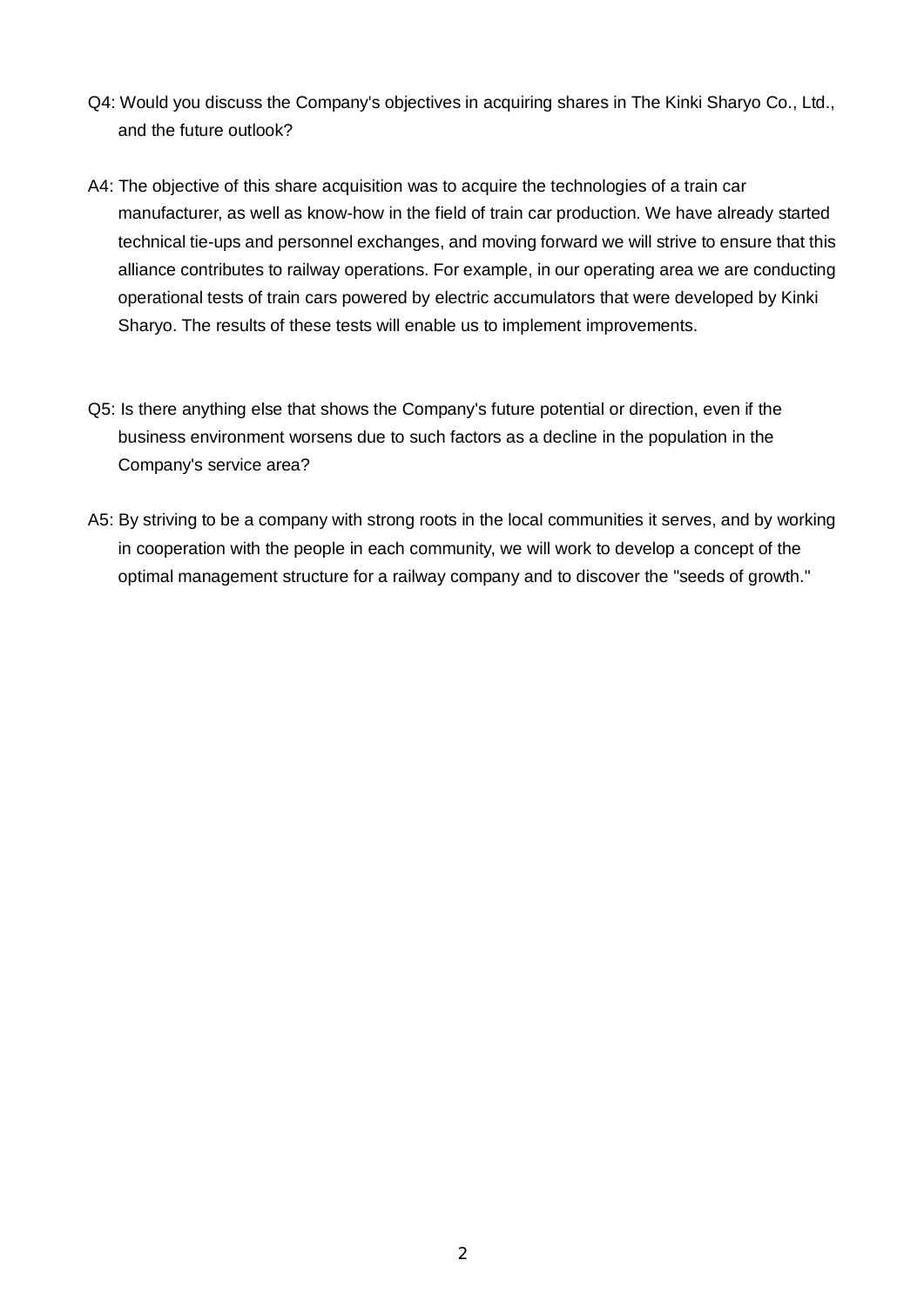Q4: Would you discuss the Company's objectives in acquiring shares in The Kinki Sharyo Co., Ltd., and the future outlook?

A4: The objective of this share acquisition was to acquire the technologies of a train car manufacturer, as well as know-how in the field of train car production. We have already started technical tie-ups and personnel exchanges, and moving forward we will strive to ensure that this alliance contributes to railway operations. For example, in our operating area we are conducting operational tests of train cars powered by electric accumulators that were developed by Kinki Sharyo. The results of these tests will enable us to implement improvements.

Q5: Is there anything else that shows the Company's future potential or direction, even if the business environment worsens due to such factors as a decline in the population in the Company's service area?

A5: By striving to be a company with strong roots in the local communities it serves, and by working in cooperation with the people in each community, we will work to develop a concept of the optimal management structure for a railway company and to discover the "seeds of growth."